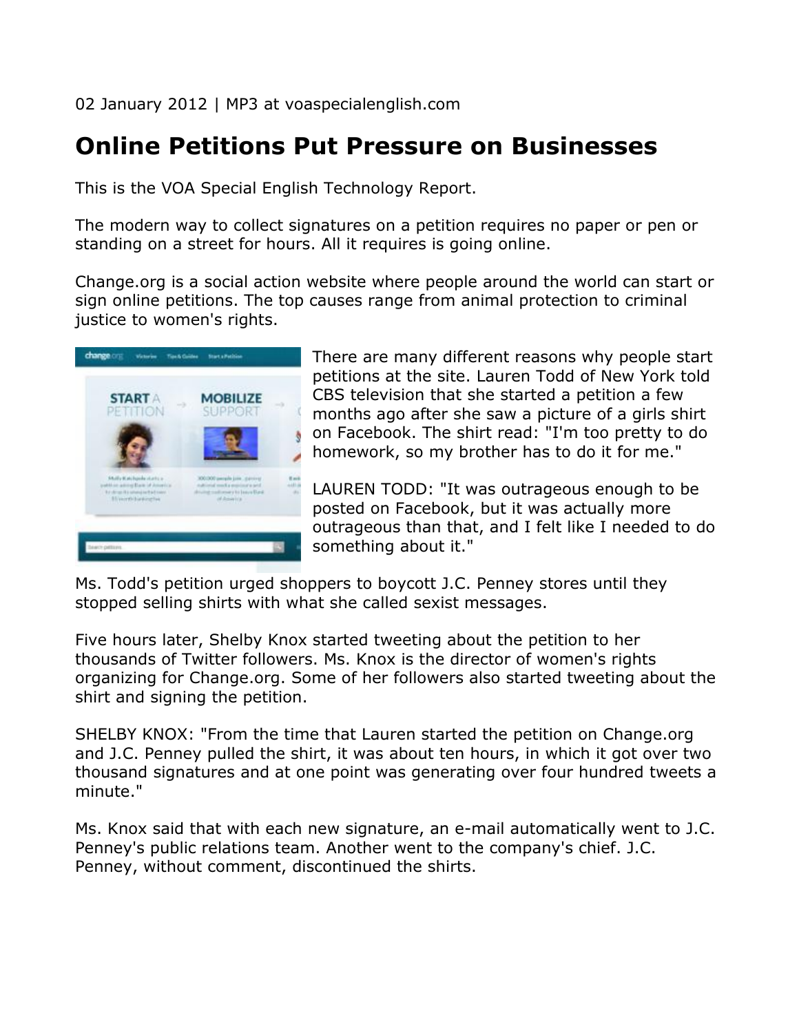02 January 2012 | MP3 at voaspecialenglish.com

# Online Petitions Put Pressure on Businesses

This is the VOA Special English Technology Report.

The modern way to collect signatures on a petition requires no paper or pen or standing on a street for hours. All it requires is going online.

Change.org is a social action website where people around the world can start or sign online petitions. The top causes range from animal protection to criminal justice to women's rights.

There are many different reasons why people start petitions at the site. Lauren Todd of New York told CBS television that she started a petition a few months ago after she saw a picture of a girls shirt on Facebook. The shirt read: "I'm too pretty to do homework, so my brother has to do it for me."

LAUREN TODD: "It was outrageous enough to be posted on Facebook, but it was actually more outrageous than that, and I felt like I needed to do something about it."

Ms. Todd's petition urged shoppers to boycott J.C. Penney stores until they stopped selling shirts with what she called sexist messages.

Five hours later, Shelby Knox started tweeting about the petition to her thousands of Twitter followers. Ms. Knox is the director of women's rights organizing for Change.org. Some of her followers also started tweeting about the shirt and signing the petition.

SHELBY KNOX: "From the time that Lauren started the petition on Change.org and J.C. Penney pulled the shirt, it was about ten hours, in which it got over two thousand signatures and at one point was generating over four hundred tweets a minute."

Ms. Knox said that with each new signature, an e-mail automatically went to J.C. Penney's public relations team. Another went to the company's chief. J.C. Penney, without comment, discontinued the shirts.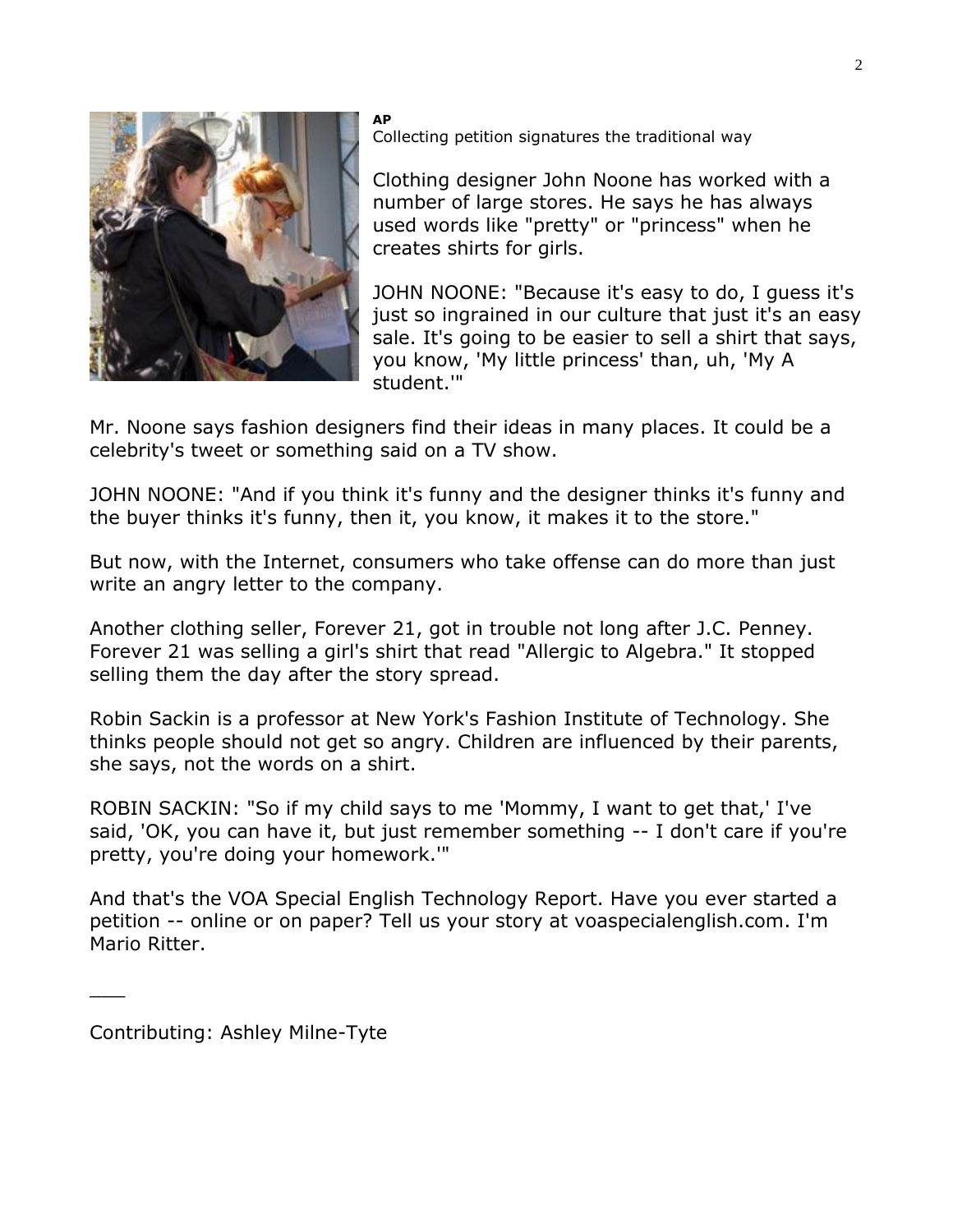**AP**
Collecting petition signatures the traditional way

Clothing designer John Noone has worked with a number of large stores. He says he has always used words like "pretty" or "princess" when he creates shirts for girls.

JOHN NOONE: "Because it's easy to do, I guess it's just so ingrained in our culture that just it's an easy sale. It's going to be easier to sell a shirt that says, you know, 'My little princess' than, uh, 'My A student.'"

Mr. Noone says fashion designers find their ideas in many places. It could be a celebrity's tweet or something said on a TV show.

JOHN NOONE: "And if you think it's funny and the designer thinks it's funny and the buyer thinks it's funny, then it, you know, it makes it to the store."

But now, with the Internet, consumers who take offense can do more than just write an angry letter to the company.

Another clothing seller, Forever 21, got in trouble not long after J.C. Penney. Forever 21 was selling a girl's shirt that read "Allergic to Algebra." It stopped selling them the day after the story spread.

Robin Sackin is a professor at New York's Fashion Institute of Technology. She thinks people should not get so angry. Children are influenced by their parents, she says, not the words on a shirt.

ROBIN SACKIN: "So if my child says to me 'Mommy, I want to get that,' I've said, 'OK, you can have it, but just remember something -- I don't care if you're pretty, you're doing your homework.'"

And that's the VOA Special English Technology Report. Have you ever started a petition -- online or on paper? Tell us your story at voaspecialenglish.com. I'm Mario Ritter.

\_\_\_

Contributing: Ashley Milne-Tyte